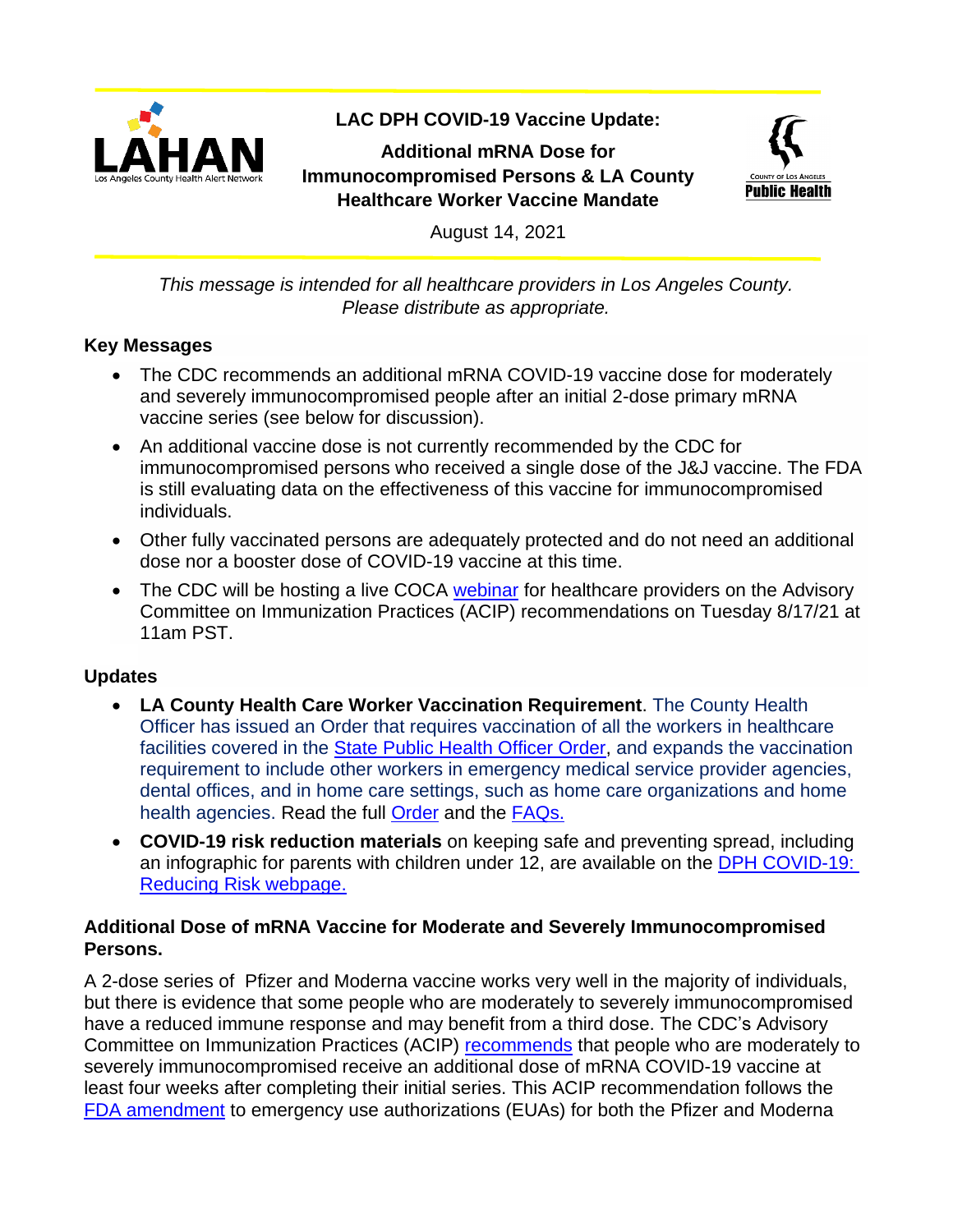LAHAN
Los Angeles County Health Alert Network

**LAC DPH COVID-19 Vaccine Update:**

# Additional mRNA Dose for Immunocompromised Persons & LA County Healthcare Worker Vaccine Mandate

County of Los Angeles
Public Health

August 14, 2021

*This message is intended for all healthcare providers in Los Angeles County. Please distribute as appropriate.*

## Key Messages

- The CDC recommends an additional mRNA COVID-19 vaccine dose for moderately and severely immunocompromised people after an initial 2-dose primary mRNA vaccine series (see below for discussion).
- An additional vaccine dose is not currently recommended by the CDC for immunocompromised persons who received a single dose of the J&J vaccine. The FDA is still evaluating data on the effectiveness of this vaccine for immunocompromised individuals.
- Other fully vaccinated persons are adequately protected and do not need an additional dose nor a booster dose of COVID-19 vaccine at this time.
- The CDC will be hosting a live COCA webinar for healthcare providers on the Advisory Committee on Immunization Practices (ACIP) recommendations on Tuesday 8/17/21 at 11am PST.

## Updates

- **LA County Health Care Worker Vaccination Requirement**. The County Health Officer has issued an Order that requires vaccination of all the workers in healthcare facilities covered in the State Public Health Officer Order, and expands the vaccination requirement to include other workers in emergency medical service provider agencies, dental offices, and in home care settings, such as home care organizations and home health agencies. Read the full Order and the FAQs.
- **COVID-19 risk reduction materials** on keeping safe and preventing spread, including an infographic for parents with children under 12, are available on the DPH COVID-19: Reducing Risk webpage.

## Additional Dose of mRNA Vaccine for Moderate and Severely Immunocompromised Persons.

A 2-dose series of Pfizer and Moderna vaccine works very well in the majority of individuals, but there is evidence that some people who are moderately to severely immunocompromised have a reduced immune response and may benefit from a third dose. The CDC's Advisory Committee on Immunization Practices (ACIP) recommends that people who are moderately to severely immunocompromised receive an additional dose of mRNA COVID-19 vaccine at least four weeks after completing their initial series. This ACIP recommendation follows the FDA amendment to emergency use authorizations (EUAs) for both the Pfizer and Moderna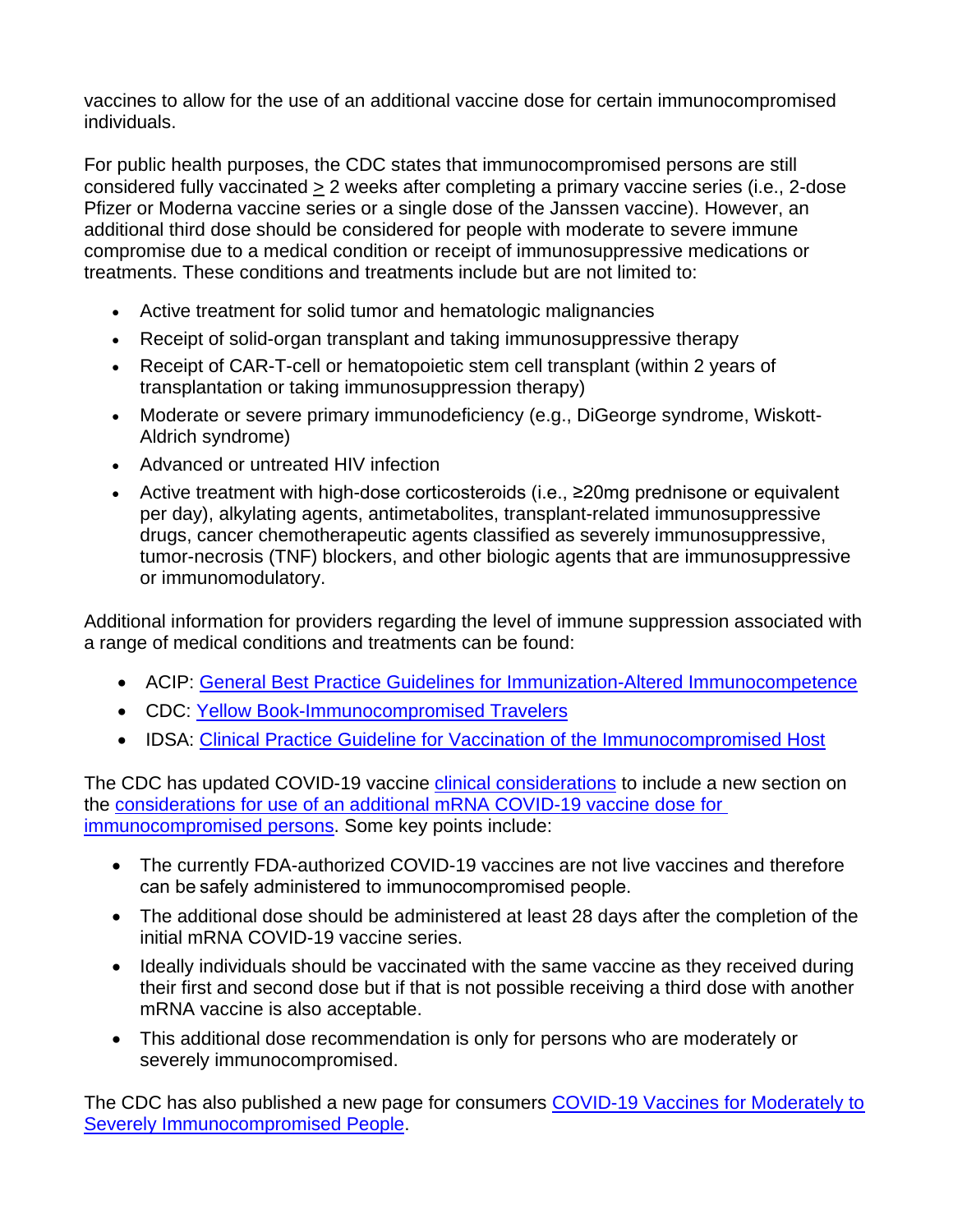vaccines to allow for the use of an additional vaccine dose for certain immunocompromised individuals.

For public health purposes, the CDC states that immunocompromised persons are still considered fully vaccinated $\geq$ 2 weeks after completing a primary vaccine series (i.e., 2-dose Pfizer or Moderna vaccine series or a single dose of the Janssen vaccine). However, an additional third dose should be considered for people with moderate to severe immune compromise due to a medical condition or receipt of immunosuppressive medications or treatments. These conditions and treatments include but are not limited to:

- Active treatment for solid tumor and hematologic malignancies
- Receipt of solid-organ transplant and taking immunosuppressive therapy
- Receipt of CAR-T-cell or hematopoietic stem cell transplant (within 2 years of transplantation or taking immunosuppression therapy)
- Moderate or severe primary immunodeficiency (e.g., DiGeorge syndrome, Wiskott-Aldrich syndrome)
- Advanced or untreated HIV infection
- Active treatment with high-dose corticosteroids (i.e., ≥20mg prednisone or equivalent per day), alkylating agents, antimetabolites, transplant-related immunosuppressive drugs, cancer chemotherapeutic agents classified as severely immunosuppressive, tumor-necrosis (TNF) blockers, and other biologic agents that are immunosuppressive or immunomodulatory.

Additional information for providers regarding the level of immune suppression associated with a range of medical conditions and treatments can be found:

- ACIP: [General Best Practice Guidelines for Immunization-Altered Immunocompetence]
- CDC: [Yellow Book-Immunocompromised Travelers]
- IDSA: [Clinical Practice Guideline for Vaccination of the Immunocompromised Host]

The CDC has updated COVID-19 vaccine [clinical considerations] to include a new section on the [considerations for use of an additional mRNA COVID-19 vaccine dose for immunocompromised persons]. Some key points include:

- The currently FDA-authorized COVID-19 vaccines are not live vaccines and therefore can be safely administered to immunocompromised people.
- The additional dose should be administered at least 28 days after the completion of the initial mRNA COVID-19 vaccine series.
- Ideally individuals should be vaccinated with the same vaccine as they received during their first and second dose but if that is not possible receiving a third dose with another mRNA vaccine is also acceptable.
- This additional dose recommendation is only for persons who are moderately or severely immunocompromised.

The CDC has also published a new page for consumers [COVID-19 Vaccines for Moderately to Severely Immunocompromised People].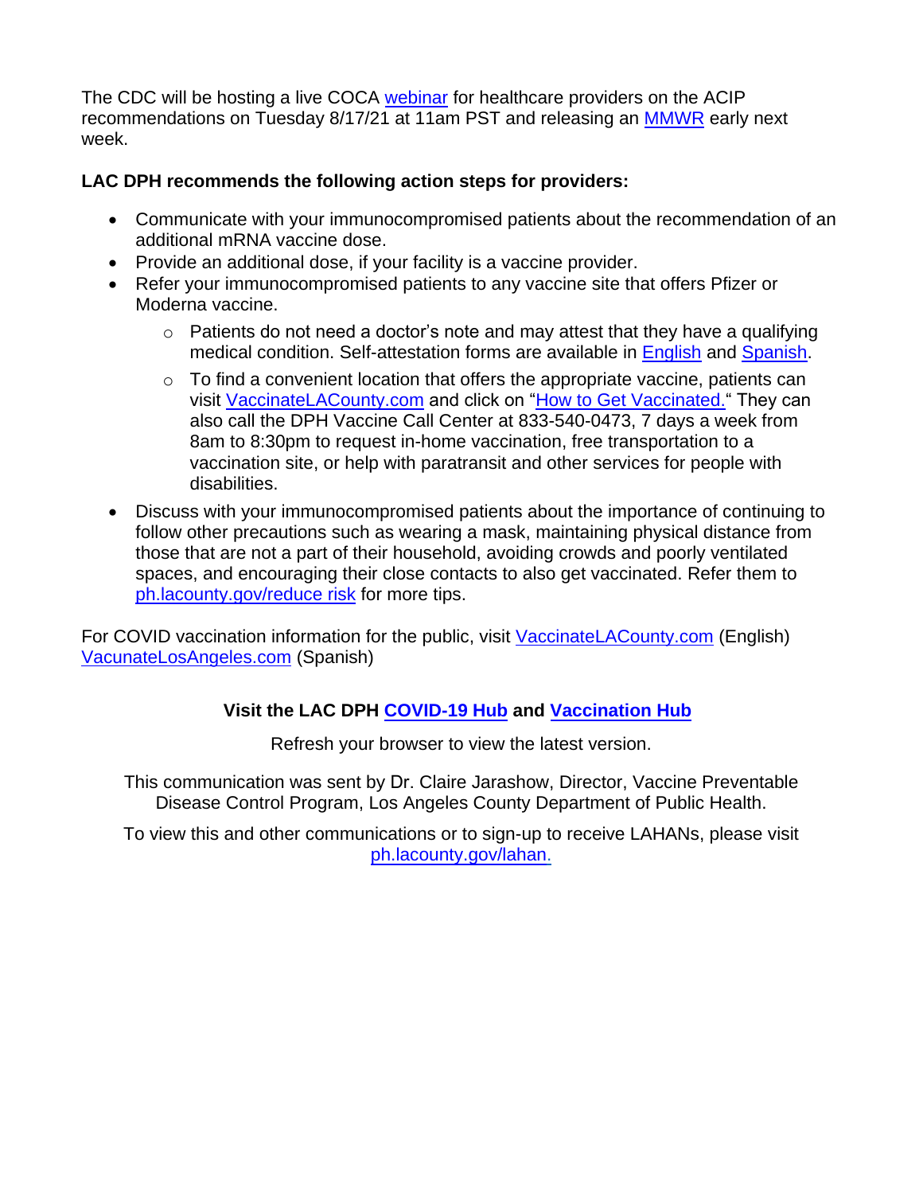The CDC will be hosting a live COCA webinar for healthcare providers on the ACIP recommendations on Tuesday 8/17/21 at 11am PST and releasing an MMWR early next week.

**LAC DPH recommends the following action steps for providers:**

- Communicate with your immunocompromised patients about the recommendation of an additional mRNA vaccine dose.
- Provide an additional dose, if your facility is a vaccine provider.
- Refer your immunocompromised patients to any vaccine site that offers Pfizer or Moderna vaccine.
  - Patients do not need a doctor's note and may attest that they have a qualifying medical condition. Self-attestation forms are available in English and Spanish.
  - To find a convenient location that offers the appropriate vaccine, patients can visit VaccinateLACounty.com and click on "How to Get Vaccinated." They can also call the DPH Vaccine Call Center at 833-540-0473, 7 days a week from 8am to 8:30pm to request in-home vaccination, free transportation to a vaccination site, or help with paratransit and other services for people with disabilities.
- Discuss with your immunocompromised patients about the importance of continuing to follow other precautions such as wearing a mask, maintaining physical distance from those that are not a part of their household, avoiding crowds and poorly ventilated spaces, and encouraging their close contacts to also get vaccinated. Refer them to ph.lacounty.gov/reduce risk for more tips.

For COVID vaccination information for the public, visit VaccinateLACounty.com (English) VacunateLosAngeles.com (Spanish)

**Visit the LAC DPH COVID-19 Hub and Vaccination Hub**

Refresh your browser to view the latest version.

This communication was sent by Dr. Claire Jarashow, Director, Vaccine Preventable Disease Control Program, Los Angeles County Department of Public Health.

To view this and other communications or to sign-up to receive LAHANs, please visit ph.lacounty.gov/lahan.